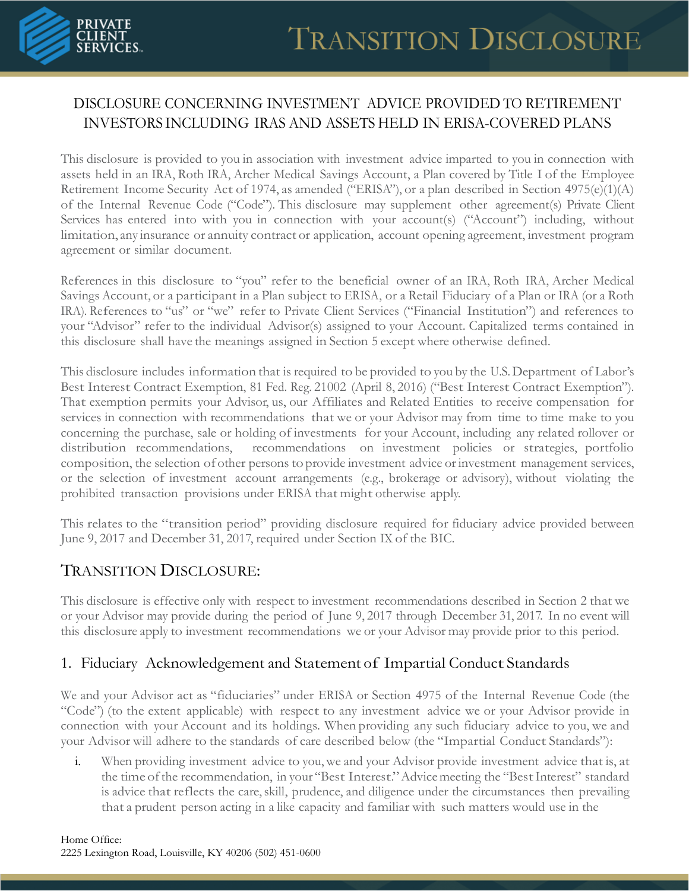# Transition Disclosure

## DISCLOSURE CONCERNING INVESTMENT ADVICE PROVIDED TO RETIREMENT INVESTORS INCLUDING IRAS AND ASSETS HELD IN ERISA-COVERED PLANS

This disclosure is provided to you in association with investment advice imparted to you in connection with assets held in an IRA, Roth IRA, Archer Medical Savings Account, a Plan covered by Title I of the Employee Retirement Income Security Act of 1974, as amended ("ERISA"), or a plan described in Section 4975(e)(1)(A) of the Internal Revenue Code ("Code"). This disclosure may supplement other agreement(s) Private Client Services has entered into with you in connection with your account(s) ("Account") including, without limitation, any insurance or annuity contract or application, account opening agreement, investment program agreement or similar document.

References in this disclosure to "you" refer to the beneficial owner of an IRA, Roth IRA, Archer Medical Savings Account, or a participant in a Plan subject to ERISA, or a Retail Fiduciary of a Plan or IRA (or a Roth IRA). References to "us" or "we" refer to Private Client Services ("Financial Institution") and references to your "Advisor" refer to the individual Advisor(s) assigned to your Account. Capitalized terms contained in this disclosure shall have the meanings assigned in Section 5 except where otherwise defined.

This disclosure includes information that is required to be provided to you by the U.S. Department of Labor's Best Interest Contract Exemption, 81 Fed. Reg. 21002 (April 8, 2016) ("Best Interest Contract Exemption"). That exemption permits your Advisor, us, our Affiliates and Related Entities to receive compensation for services in connection with recommendations that we or your Advisor may from time to time make to you concerning the purchase, sale or holding of investments for your Account, including any related rollover or distribution recommendations, recommendations on investment policies or strategies, portfolio composition, the selection of other persons to provide investment advice or investment management services, or the selection of investment account arrangements (e.g., brokerage or advisory), without violating the prohibited transaction provisions under ERISA that might otherwise apply.

This relates to the "transition period" providing disclosure required for fiduciary advice provided between June 9, 2017 and December 31, 2017, required under Section IX of the BIC.

## Transition Disclosure:

This disclosure is effective only with respect to investment recommendations described in Section 2 that we or your Advisor may provide during the period of June 9, 2017 through December 31, 2017. In no event will this disclosure apply to investment recommendations we or your Advisor may provide prior to this period.

### 1. Fiduciary Acknowledgement and Statement of Impartial Conduct Standards

We and your Advisor act as "fiduciaries" under ERISA or Section 4975 of the Internal Revenue Code (the "Code") (to the extent applicable) with respect to any investment advice we or your Advisor provide in connection with your Account and its holdings. When providing any such fiduciary advice to you, we and your Advisor will adhere to the standards of care described below (the "Impartial Conduct Standards"):

i. When providing investment advice to you, we and your Advisor provide investment advice that is, at the time of the recommendation, in your "Best Interest." Advice meeting the "Best Interest" standard is advice that reflects the care, skill, prudence, and diligence under the circumstances then prevailing that a prudent person acting in a like capacity and familiar with such matters would use in the

Home Office:
2225 Lexington Road, Louisville, KY 40206 (502) 451-0600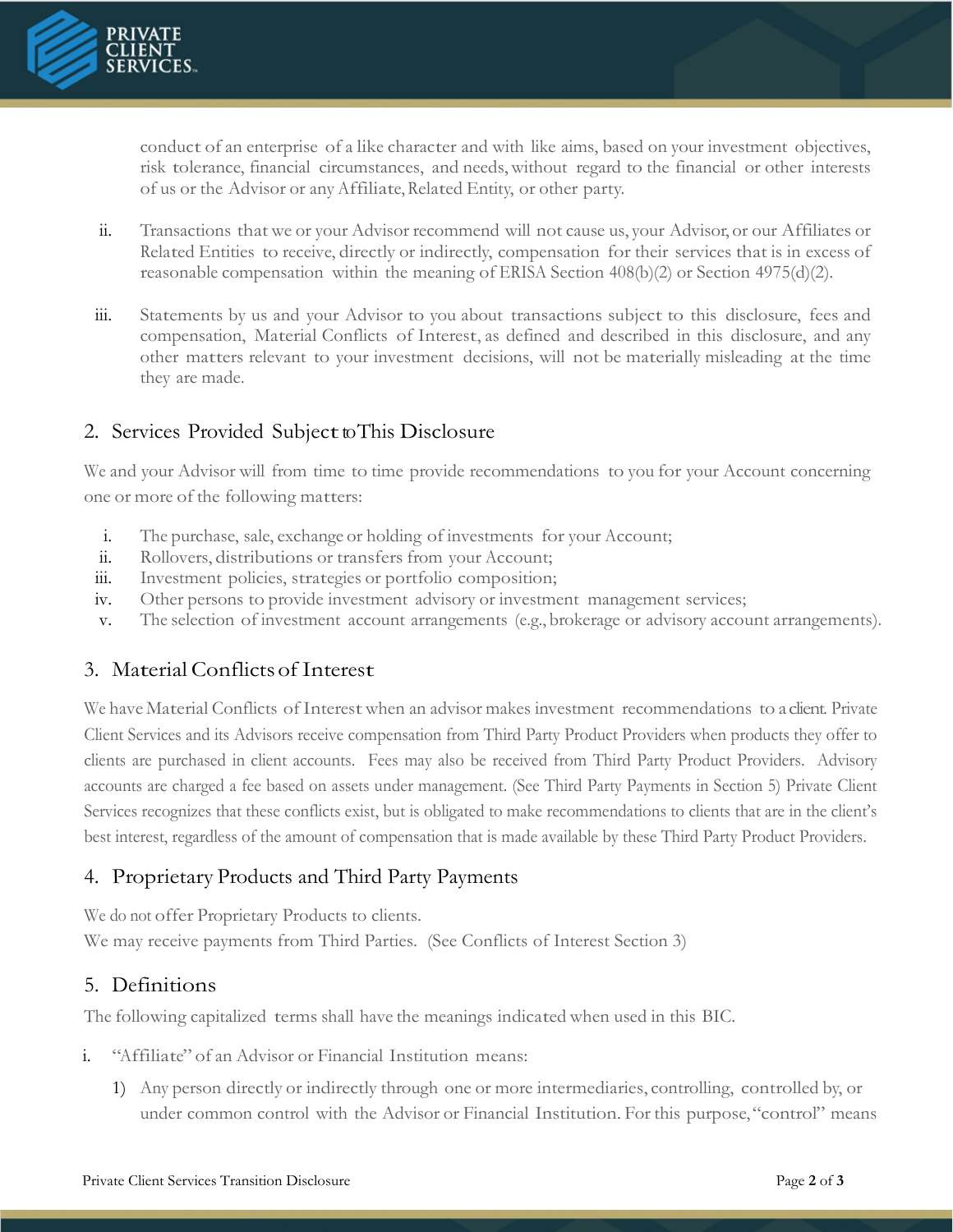conduct of an enterprise of a like character and with like aims, based on your investment objectives, risk tolerance, financial circumstances, and needs, without regard to the financial or other interests of us or the Advisor or any Affiliate, Related Entity, or other party.

ii. Transactions that we or your Advisor recommend will not cause us, your Advisor, or our Affiliates or Related Entities to receive, directly or indirectly, compensation for their services that is in excess of reasonable compensation within the meaning of ERISA Section 408(b)(2) or Section 4975(d)(2).

iii. Statements by us and your Advisor to you about transactions subject to this disclosure, fees and compensation, Material Conflicts of Interest, as defined and described in this disclosure, and any other matters relevant to your investment decisions, will not be materially misleading at the time they are made.

## 2. Services Provided Subject to This Disclosure

We and your Advisor will from time to time provide recommendations to you for your Account concerning one or more of the following matters:

i. The purchase, sale, exchange or holding of investments for your Account;
ii. Rollovers, distributions or transfers from your Account;
iii. Investment policies, strategies or portfolio composition;
iv. Other persons to provide investment advisory or investment management services;
v. The selection of investment account arrangements (e.g., brokerage or advisory account arrangements).

## 3. Material Conflicts of Interest

We have Material Conflicts of Interest when an advisor makes investment recommendations to a client. Private Client Services and its Advisors receive compensation from Third Party Product Providers when products they offer to clients are purchased in client accounts. Fees may also be received from Third Party Product Providers. Advisory accounts are charged a fee based on assets under management. (See Third Party Payments in Section 5) Private Client Services recognizes that these conflicts exist, but is obligated to make recommendations to clients that are in the client's best interest, regardless of the amount of compensation that is made available by these Third Party Product Providers.

## 4. Proprietary Products and Third Party Payments

We do not offer Proprietary Products to clients.
We may receive payments from Third Parties. (See Conflicts of Interest Section 3)

## 5. Definitions

The following capitalized terms shall have the meanings indicated when used in this BIC.

i. "Affiliate" of an Advisor or Financial Institution means:

1) Any person directly or indirectly through one or more intermediaries, controlling, controlled by, or under common control with the Advisor or Financial Institution. For this purpose, "control" means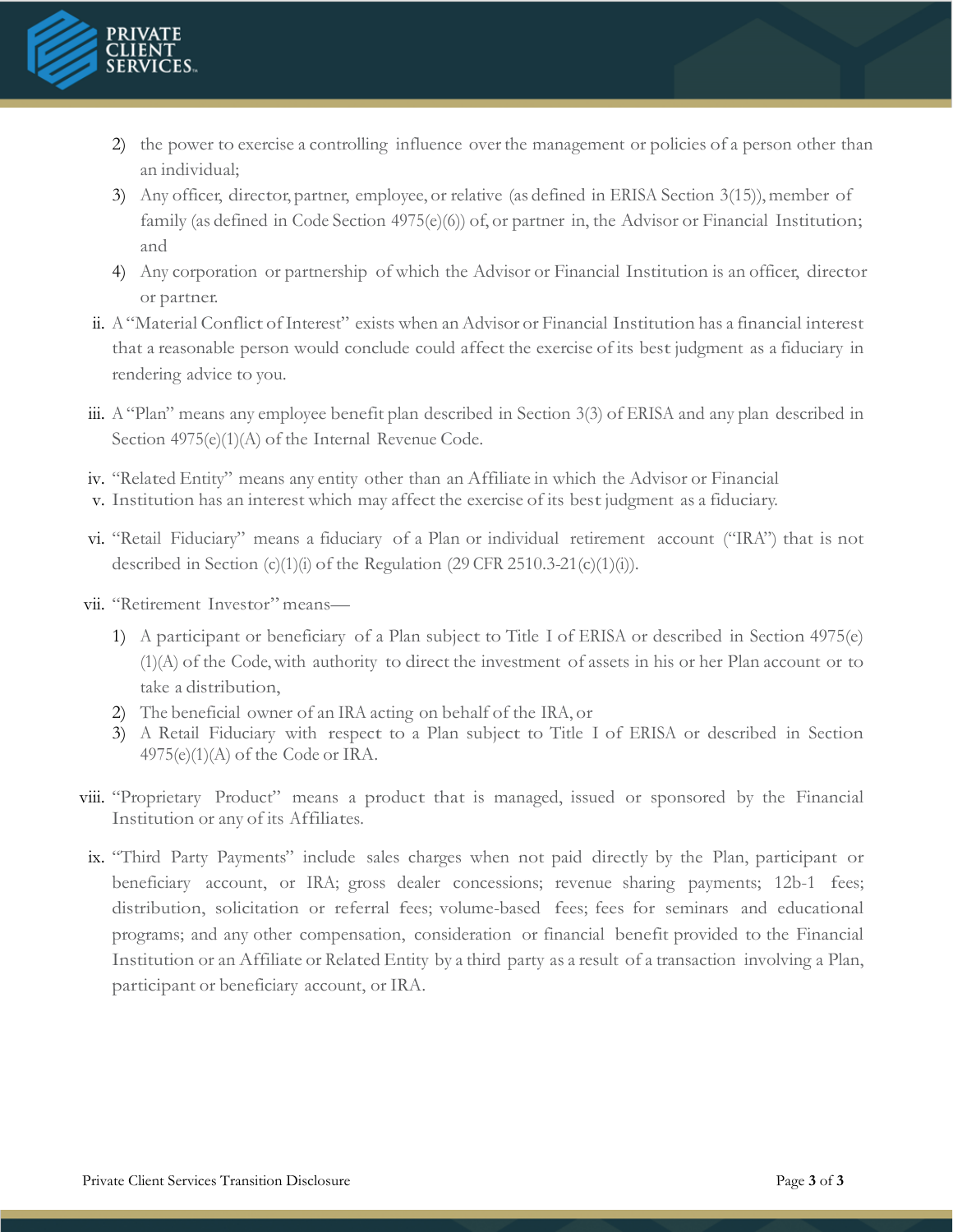2) the power to exercise a controlling influence over the management or policies of a person other than an individual;
3) Any officer, director, partner, employee, or relative (as defined in ERISA Section 3(15)), member of family (as defined in Code Section 4975(e)(6)) of, or partner in, the Advisor or Financial Institution; and
4) Any corporation or partnership of which the Advisor or Financial Institution is an officer, director or partner.

ii. A "Material Conflict of Interest" exists when an Advisor or Financial Institution has a financial interest that a reasonable person would conclude could affect the exercise of its best judgment as a fiduciary in rendering advice to you.

iii. A "Plan" means any employee benefit plan described in Section 3(3) of ERISA and any plan described in Section 4975(e)(1)(A) of the Internal Revenue Code.

iv. "Related Entity" means any entity other than an Affiliate in which the Advisor or Financial
v. Institution has an interest which may affect the exercise of its best judgment as a fiduciary.

vi. "Retail Fiduciary" means a fiduciary of a Plan or individual retirement account ("IRA") that is not described in Section (c)(1)(i) of the Regulation (29 CFR 2510.3-21(c)(1)(i)).

vii. "Retirement Investor" means—

1) A participant or beneficiary of a Plan subject to Title I of ERISA or described in Section 4975(e)(1)(A) of the Code, with authority to direct the investment of assets in his or her Plan account or to take a distribution,
2) The beneficial owner of an IRA acting on behalf of the IRA, or
3) A Retail Fiduciary with respect to a Plan subject to Title I of ERISA or described in Section 4975(e)(1)(A) of the Code or IRA.

viii. "Proprietary Product" means a product that is managed, issued or sponsored by the Financial Institution or any of its Affiliates.

ix. "Third Party Payments" include sales charges when not paid directly by the Plan, participant or beneficiary account, or IRA; gross dealer concessions; revenue sharing payments; 12b-1 fees; distribution, solicitation or referral fees; volume-based fees; fees for seminars and educational programs; and any other compensation, consideration or financial benefit provided to the Financial Institution or an Affiliate or Related Entity by a third party as a result of a transaction involving a Plan, participant or beneficiary account, or IRA.